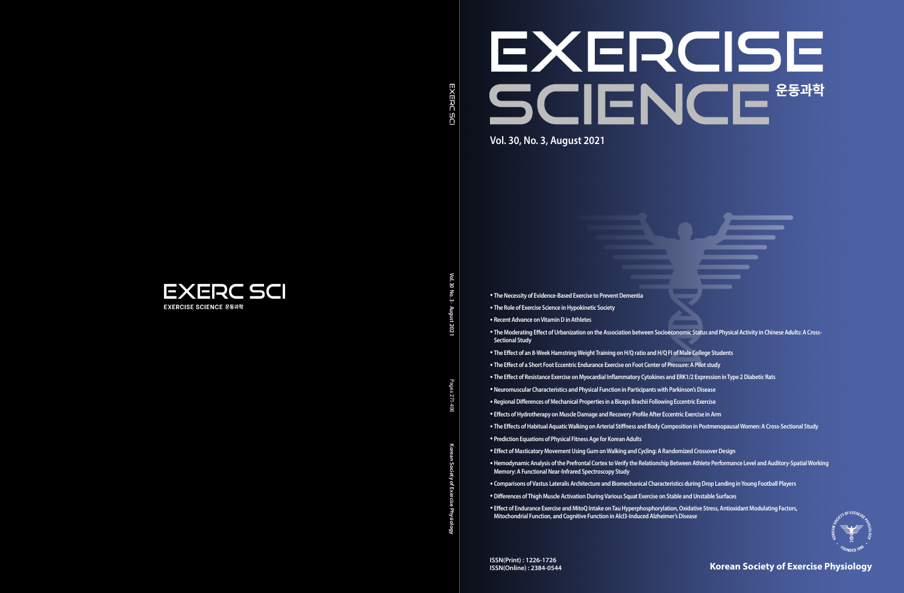# EXERCISE SCIENCE 운동과학

**Vol. 30, No. 3, August 2021**

- The Necessity of Evidence-Based Exercise to Prevent Dementia
- The Role of Exercise Science in Hypokinetic Society
- Recent Advance on Vitamin D in Athletes
- The Moderating Effect of Urbanization on the Association between Socioeconomic Status and Physical Activity in Chinese Adults: A Cross-Sectional Study
- The Effect of an 8-Week Hamstring Weight Training on H/Q ratio and H/Q FI of Male College Students
- The Effect of a Short Foot Eccentric Endurance Exercise on Foot Center of Pressure: A Pilot study
- The Effect of Resistance Exercise on Myocardial Inflammatory Cytokines and ERK1/2 Expression in Type 2 Diabetic Rats
- Neuromuscular Characteristics and Physical Function in Participants with Parkinson's Disease
- Regional Differences of Mechanical Properties in a Biceps Brachii Following Eccentric Exercise
- Effects of Hydrotherapy on Muscle Damage and Recovery Profile After Eccentric Exercise in Arm
- The Effects of Habitual Aquatic Walking on Arterial Stiffness and Body Composition in Postmenopausal Women: A Cross-Sectional Study
- Prediction Equations of Physical Fitness Age for Korean Adults
- Effect of Masticatory Movement Using Gum on Walking and Cycling: A Randomized Crossover Design
- Hemodynamic Analysis of the Prefrontal Cortex to Verify the Relationship Between Athlete Performance Level and Auditory-Spatial Working Memory: A Functional Near-Infrared Spectroscopy Study
- Comparisons of Vastus Lateralis Architecture and Biomechanical Characteristics during Drop Landing in Young Football Players
- Differences of Thigh Muscle Activation During Various Squat Exercise on Stable and Unstable Surfaces
- Effect of Endurance Exercise and MitoQ Intake on Tau Hyperphosphorylation, Oxidative Stress, Antioxidant Modulating Factors, Mitochondrial Function, and Cognitive Function in Alcl3-Induced Alzheimer's Disease

ISSN(Print) : 1226-1726
ISSN(Online) : 2384-0544

**Korean Society of Exercise Physiology**

EXERC SCI — EXERCISE SCIENCE 운동과학

Vol. 30 No. 3 · August 2021 · Pages 271-406 · Korean Society of Exercise Physiology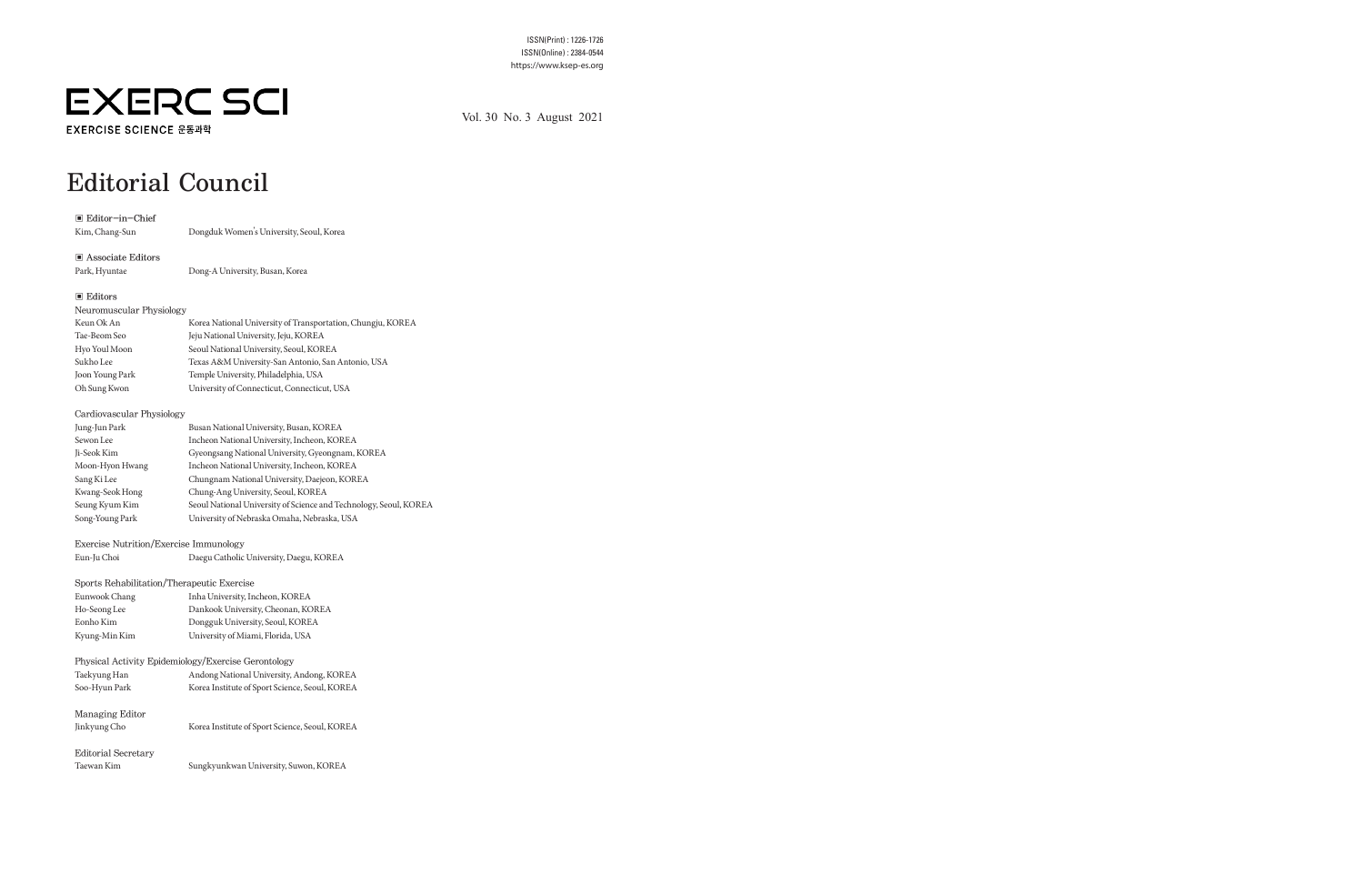ISSN(Print) : 1226-1726
ISSN(Online) : 2384-0544
https://www.ksep-es.org

EXERC SCI

EXERCISE SCIENCE 운동과학

Vol. 30 No. 3 August 2021

# Editorial Council

## ▣ Editor-in-Chief

Kim, Chang-Sun — Dongduk Women's University, Seoul, Korea

## ▣ Associate Editors

Park, Hyuntae — Dong-A University, Busan, Korea

## ▣ Editors

### Neuromuscular Physiology

| | |
|---|---|
| Keun Ok An | Korea National University of Transportation, Chungju, KOREA |
| Tae-Beom Seo | Jeju National University, Jeju, KOREA |
| Hyo Youl Moon | Seoul National University, Seoul, KOREA |
| Sukho Lee | Texas A&M University-San Antonio, San Antonio, USA |
| Joon Young Park | Temple University, Philadelphia, USA |
| Oh Sung Kwon | University of Connecticut, Connecticut, USA |

### Cardiovascular Physiology

| | |
|---|---|
| Jung-Jun Park | Busan National University, Busan, KOREA |
| Sewon Lee | Incheon National University, Incheon, KOREA |
| Ji-Seok Kim | Gyeongsang National University, Gyeongnam, KOREA |
| Moon-Hyon Hwang | Incheon National University, Incheon, KOREA |
| Sang Ki Lee | Chungnam National University, Daejeon, KOREA |
| Kwang-Seok Hong | Chung-Ang University, Seoul, KOREA |
| Seung Kyum Kim | Seoul National University of Science and Technology, Seoul, KOREA |
| Song-Young Park | University of Nebraska Omaha, Nebraska, USA |

### Exercise Nutrition/Exercise Immunology

| | |
|---|---|
| Eun-Ju Choi | Daegu Catholic University, Daegu, KOREA |

### Sports Rehabilitation/Therapeutic Exercise

| | |
|---|---|
| Eunwook Chang | Inha University, Incheon, KOREA |
| Ho-Seong Lee | Dankook University, Cheonan, KOREA |
| Eonho Kim | Dongguk University, Seoul, KOREA |
| Kyung-Min Kim | University of Miami, Florida, USA |

### Physical Activity Epidemiology/Exercise Gerontology

| | |
|---|---|
| Taekyung Han | Andong National University, Andong, KOREA |
| Soo-Hyun Park | Korea Institute of Sport Science, Seoul, KOREA |

### Managing Editor

Jinkyung Cho — Korea Institute of Sport Science, Seoul, KOREA

### Editorial Secretary

Taewan Kim — Sungkyunkwan University, Suwon, KOREA